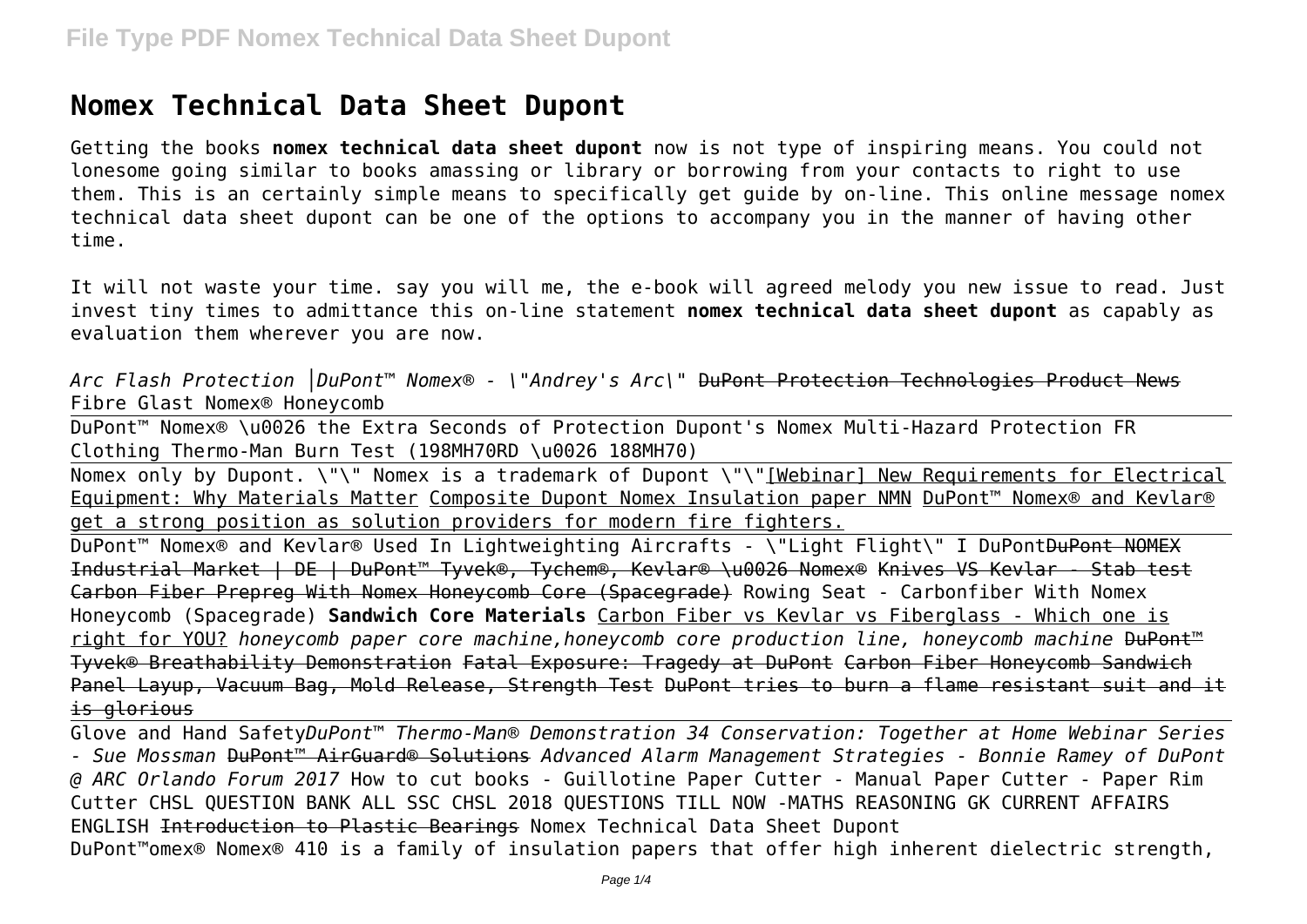# Nomex Technical Data Sheet Dupont

Getting the books **nomex technical data sheet dupont** now is not type of inspiring means. You could not lonesome going similar to books amassing or library or borrowing from your contacts to right to use them. This is an certainly simple means to specifically get guide by on-line. This online message nomex technical data sheet dupont can be one of the options to accompany you in the manner of having other time.

It will not waste your time. say you will me, the e-book will agreed melody you new issue to read. Just invest tiny times to admittance this on-line statement **nomex technical data sheet dupont** as capably as evaluation them wherever you are now.

*Arc Flash Protection │DuPont™ Nomex® - \"Andrey's Arc\"* ~~DuPont Protection Technologies Product News~~ Fibre Glast Nomex® Honeycomb

DuPont™ Nomex® \u0026 the Extra Seconds of Protection Dupont's Nomex Multi-Hazard Protection FR Clothing Thermo-Man Burn Test (198MH70RD \u0026 188MH70)

Nomex only by Dupont. \"\" Nomex is a trademark of Dupont \"\"[Webinar] New Requirements for Electrical Equipment: Why Materials Matter Composite Dupont Nomex Insulation paper NMN DuPont™ Nomex® and Kevlar® get a strong position as solution providers for modern fire fighters.

DuPont™ Nomex® and Kevlar® Used In Lightweighting Aircrafts - \"Light Flight\" I DuPont~~DuPont NOMEX Industrial Market | DE | DuPont™ Tyvek®, Tychem®, Kevlar® \u0026 Nomex® Knives VS Kevlar - Stab test Carbon Fiber Prepreg With Nomex Honeycomb Core (Spacegrade)~~ Rowing Seat - Carbonfiber With Nomex Honeycomb (Spacegrade) **Sandwich Core Materials** Carbon Fiber vs Kevlar vs Fiberglass - Which one is right for YOU? *honeycomb paper core machine,honeycomb core production line, honeycomb machine* ~~DuPont™ Tyvek® Breathability Demonstration~~ ~~Fatal Exposure: Tragedy at DuPont~~ ~~Carbon Fiber Honeycomb Sandwich Panel Layup, Vacuum Bag, Mold Release, Strength Test~~ ~~DuPont tries to burn a flame resistant suit and it is glorious~~

Glove and Hand Safety*DuPont™ Thermo-Man® Demonstration 34 Conservation: Together at Home Webinar Series - Sue Mossman* ~~DuPont™ AirGuard® Solutions~~ *Advanced Alarm Management Strategies - Bonnie Ramey of DuPont @ ARC Orlando Forum 2017* How to cut books - Guillotine Paper Cutter - Manual Paper Cutter - Paper Rim Cutter CHSL QUESTION BANK ALL SSC CHSL 2018 QUESTIONS TILL NOW -MATHS REASONING GK CURRENT AFFAIRS ENGLISH ~~Introduction to Plastic Bearings~~ Nomex Technical Data Sheet Dupont

DuPont™omex® Nomex® 410 is a family of insulation papers that offer high inherent dielectric strength,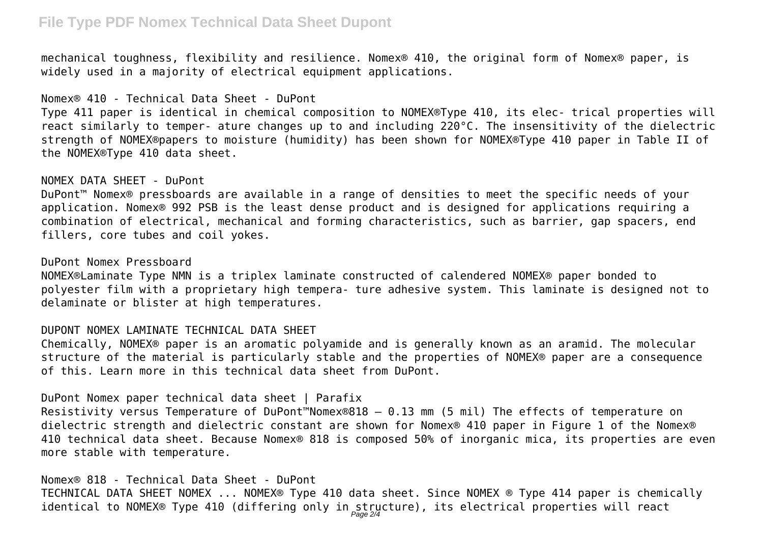mechanical toughness, flexibility and resilience. Nomex® 410, the original form of Nomex® paper, is widely used in a majority of electrical equipment applications.

Nomex® 410 - Technical Data Sheet - DuPont

Type 411 paper is identical in chemical composition to NOMEX®Type 410, its elec- trical properties will react similarly to temper- ature changes up to and including 220°C. The insensitivity of the dielectric strength of NOMEX®papers to moisture (humidity) has been shown for NOMEX®Type 410 paper in Table II of the NOMEX®Type 410 data sheet.

NOMEX DATA SHEET - DuPont

DuPont™ Nomex® pressboards are available in a range of densities to meet the specific needs of your application. Nomex® 992 PSB is the least dense product and is designed for applications requiring a combination of electrical, mechanical and forming characteristics, such as barrier, gap spacers, end fillers, core tubes and coil yokes.

DuPont Nomex Pressboard

NOMEX®Laminate Type NMN is a triplex laminate constructed of calendered NOMEX® paper bonded to polyester film with a proprietary high tempera- ture adhesive system. This laminate is designed not to delaminate or blister at high temperatures.

DUPONT NOMEX LAMINATE TECHNICAL DATA SHEET

Chemically, NOMEX® paper is an aromatic polyamide and is generally known as an aramid. The molecular structure of the material is particularly stable and the properties of NOMEX® paper are a consequence of this. Learn more in this technical data sheet from DuPont.

DuPont Nomex paper technical data sheet | Parafix

Resistivity versus Temperature of DuPont™Nomex®818 – 0.13 mm (5 mil) The effects of temperature on dielectric strength and dielectric constant are shown for Nomex® 410 paper in Figure 1 of the Nomex® 410 technical data sheet. Because Nomex® 818 is composed 50% of inorganic mica, its properties are even more stable with temperature.

Nomex® 818 - Technical Data Sheet - DuPont

TECHNICAL DATA SHEET NOMEX ... NOMEX® Type 410 data sheet. Since NOMEX ® Type 414 paper is chemically identical to NOMEX® Type 410 (differing only in structure), its electrical properties will react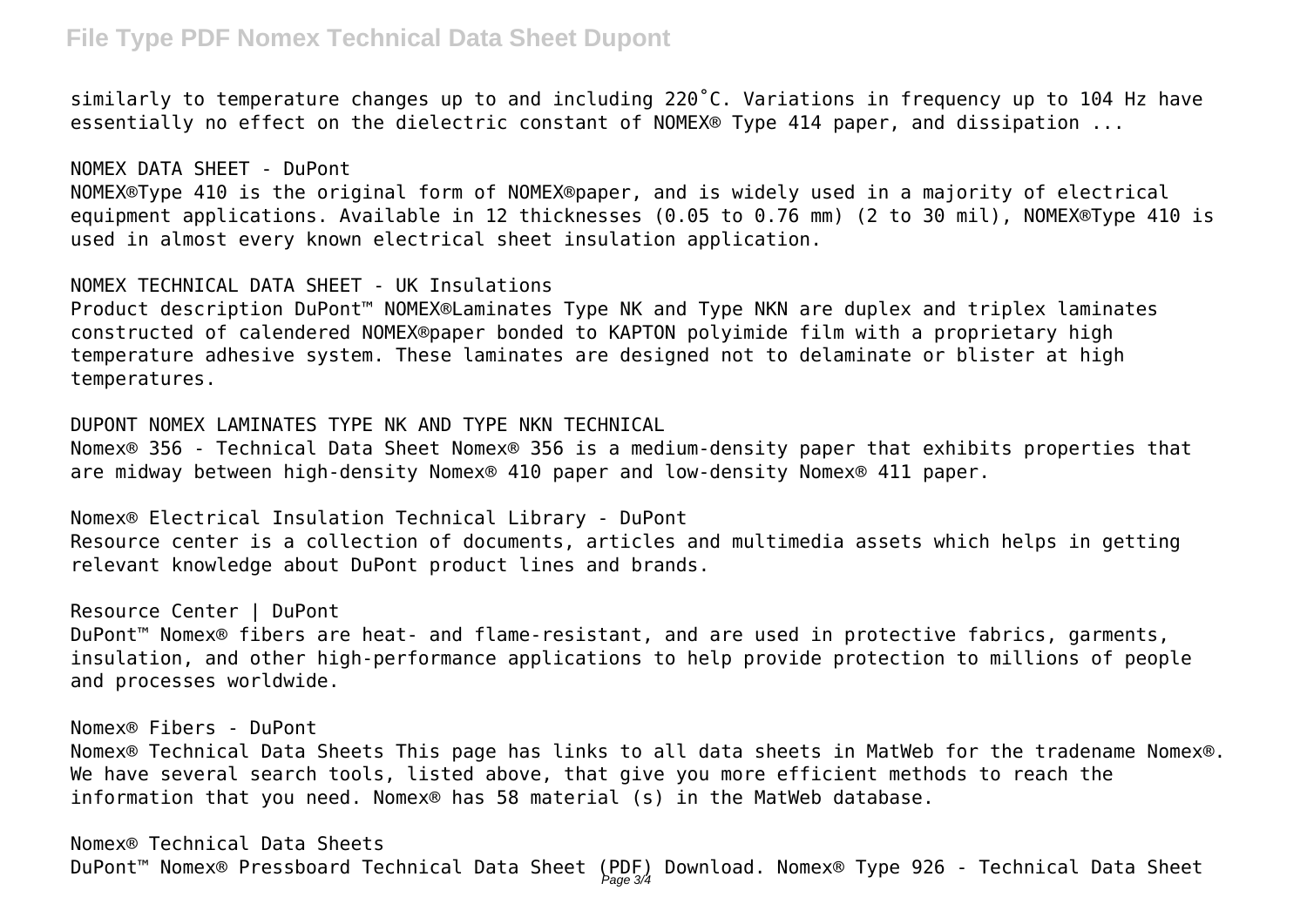similarly to temperature changes up to and including 220˚C. Variations in frequency up to 104 Hz have essentially no effect on the dielectric constant of NOMEX® Type 414 paper, and dissipation ...

NOMEX DATA SHEET - DuPont

NOMEX®Type 410 is the original form of NOMEX®paper, and is widely used in a majority of electrical equipment applications. Available in 12 thicknesses (0.05 to 0.76 mm) (2 to 30 mil), NOMEX®Type 410 is used in almost every known electrical sheet insulation application.

NOMEX TECHNICAL DATA SHEET - UK Insulations

Product description DuPont™ NOMEX®Laminates Type NK and Type NKN are duplex and triplex laminates constructed of calendered NOMEX®paper bonded to KAPTON polyimide film with a proprietary high temperature adhesive system. These laminates are designed not to delaminate or blister at high temperatures.

DUPONT NOMEX LAMINATES TYPE NK AND TYPE NKN TECHNICAL

Nomex® 356 - Technical Data Sheet Nomex® 356 is a medium-density paper that exhibits properties that are midway between high-density Nomex® 410 paper and low-density Nomex® 411 paper.

Nomex® Electrical Insulation Technical Library - DuPont

Resource center is a collection of documents, articles and multimedia assets which helps in getting relevant knowledge about DuPont product lines and brands.

Resource Center | DuPont

DuPont™ Nomex® fibers are heat- and flame-resistant, and are used in protective fabrics, garments, insulation, and other high-performance applications to help provide protection to millions of people and processes worldwide.

Nomex® Fibers - DuPont

Nomex® Technical Data Sheets This page has links to all data sheets in MatWeb for the tradename Nomex®. We have several search tools, listed above, that give you more efficient methods to reach the information that you need. Nomex® has 58 material (s) in the MatWeb database.

Nomex® Technical Data Sheets

DuPont™ Nomex® Pressboard Technical Data Sheet (PDF) Download. Nomex® Type 926 - Technical Data Sheet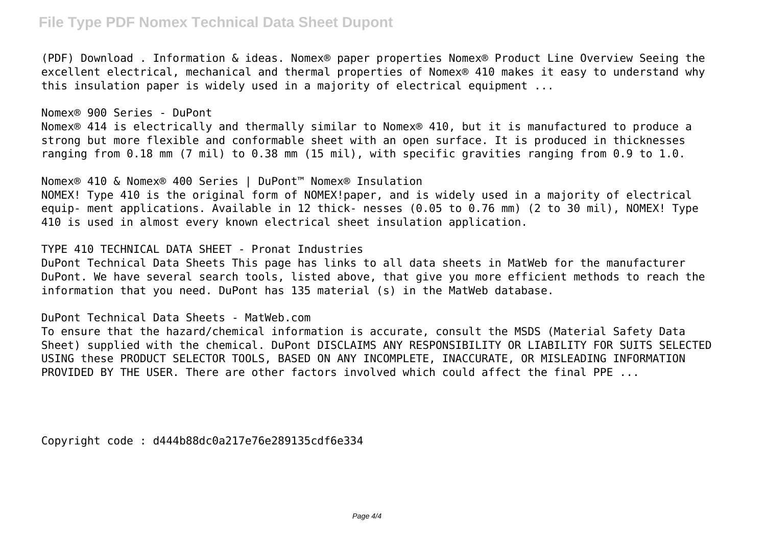(PDF) Download . Information & ideas. Nomex® paper properties Nomex® Product Line Overview Seeing the excellent electrical, mechanical and thermal properties of Nomex® 410 makes it easy to understand why this insulation paper is widely used in a majority of electrical equipment ...

Nomex® 900 Series - DuPont

Nomex® 414 is electrically and thermally similar to Nomex® 410, but it is manufactured to produce a strong but more flexible and conformable sheet with an open surface. It is produced in thicknesses ranging from 0.18 mm (7 mil) to 0.38 mm (15 mil), with specific gravities ranging from 0.9 to 1.0.

Nomex® 410 & Nomex® 400 Series | DuPont™ Nomex® Insulation

NOMEX! Type 410 is the original form of NOMEX!paper, and is widely used in a majority of electrical equip- ment applications. Available in 12 thick- nesses (0.05 to 0.76 mm) (2 to 30 mil), NOMEX! Type 410 is used in almost every known electrical sheet insulation application.

TYPE 410 TECHNICAL DATA SHEET - Pronat Industries

DuPont Technical Data Sheets This page has links to all data sheets in MatWeb for the manufacturer DuPont. We have several search tools, listed above, that give you more efficient methods to reach the information that you need. DuPont has 135 material (s) in the MatWeb database.

DuPont Technical Data Sheets - MatWeb.com

To ensure that the hazard/chemical information is accurate, consult the MSDS (Material Safety Data Sheet) supplied with the chemical. DuPont DISCLAIMS ANY RESPONSIBILITY OR LIABILITY FOR SUITS SELECTED USING these PRODUCT SELECTOR TOOLS, BASED ON ANY INCOMPLETE, INACCURATE, OR MISLEADING INFORMATION PROVIDED BY THE USER. There are other factors involved which could affect the final PPE ...

Copyright code : d444b88dc0a217e76e289135cdf6e334